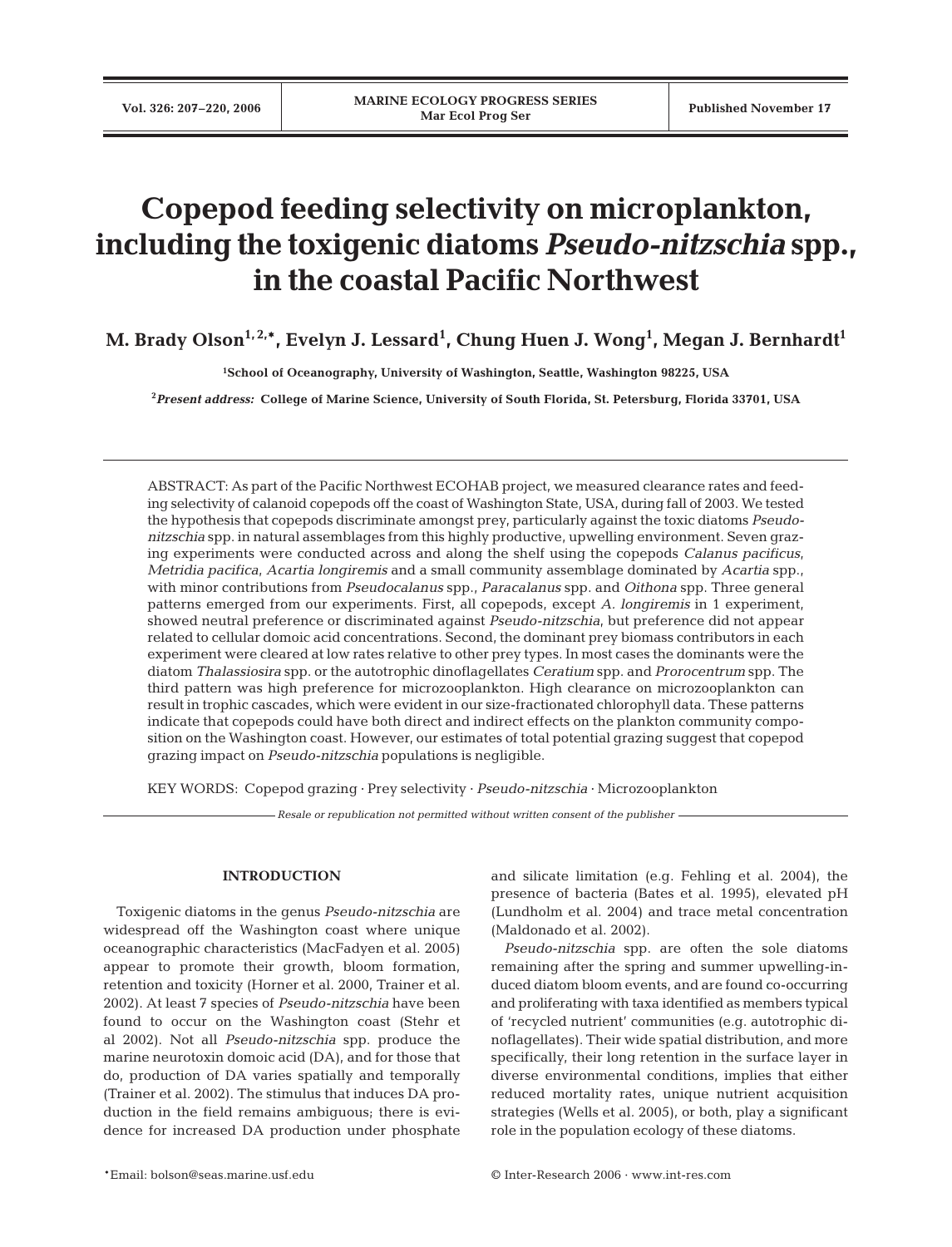# Copepod feeding selectivity on microplankton, including the toxigenic diatoms *Pseudo-nitzschia* spp., in the coastal Pacific Northwest

**M. Brady Olson[1,2,*], Evelyn J. Lessard[1], Chung Huen J. Wong[1], Megan J. Bernhardt[1]**

[1]School of Oceanography, University of Washington, Seattle, Washington 98225, USA

[2]*Present address:* College of Marine Science, University of South Florida, St. Petersburg, Florida 33701, USA

ABSTRACT: As part of the Pacific Northwest ECOHAB project, we measured clearance rates and feeding selectivity of calanoid copepods off the coast of Washington State, USA, during fall of 2003. We tested the hypothesis that copepods discriminate amongst prey, particularly against the toxic diatoms *Pseudo-nitzschia* spp. in natural assemblages from this highly productive, upwelling environment. Seven grazing experiments were conducted across and along the shelf using the copepods *Calanus pacificus*, *Metridia pacifica*, *Acartia longiremis* and a small community assemblage dominated by *Acartia* spp., with minor contributions from *Pseudocalanus* spp., *Paracalanus* spp. and *Oithona* spp. Three general patterns emerged from our experiments. First, all copepods, except *A. longiremis* in 1 experiment, showed neutral preference or discriminated against *Pseudo-nitzschia*, but preference did not appear related to cellular domoic acid concentrations. Second, the dominant prey biomass contributors in each experiment were cleared at low rates relative to other prey types. In most cases the dominants were the diatom *Thalassiosira* spp. or the autotrophic dinoflagellates *Ceratium* spp. and *Prorocentrum* spp. The third pattern was high preference for microzooplankton. High clearance on microzooplankton can result in trophic cascades, which were evident in our size-fractionated chlorophyll data. These patterns indicate that copepods could have both direct and indirect effects on the plankton community composition on the Washington coast. However, our estimates of total potential grazing suggest that copepod grazing impact on *Pseudo-nitzschia* populations is negligible.

KEY WORDS: Copepod grazing · Prey selectivity · *Pseudo-nitzschia* · Microzooplankton

*Resale or republication not permitted without written consent of the publisher*

## INTRODUCTION

Toxigenic diatoms in the genus *Pseudo-nitzschia* are widespread off the Washington coast where unique oceanographic characteristics (MacFadyen et al. 2005) appear to promote their growth, bloom formation, retention and toxicity (Horner et al. 2000, Trainer et al. 2002). At least 7 species of *Pseudo-nitzschia* have been found to occur on the Washington coast (Stehr et al 2002). Not all *Pseudo-nitzschia* spp. produce the marine neurotoxin domoic acid (DA), and for those that do, production of DA varies spatially and temporally (Trainer et al. 2002). The stimulus that induces DA production in the field remains ambiguous; there is evidence for increased DA production under phosphate and silicate limitation (e.g. Fehling et al. 2004), the presence of bacteria (Bates et al. 1995), elevated pH (Lundholm et al. 2004) and trace metal concentration (Maldonado et al. 2002).

*Pseudo-nitzschia* spp. are often the sole diatoms remaining after the spring and summer upwelling-induced diatom bloom events, and are found co-occurring and proliferating with taxa identified as members typical of 'recycled nutrient' communities (e.g. autotrophic dinoflagellates). Their wide spatial distribution, and more specifically, their long retention in the surface layer in diverse environmental conditions, implies that either reduced mortality rates, unique nutrient acquisition strategies (Wells et al. 2005), or both, play a significant role in the population ecology of these diatoms.

*Email: bolson@seas.marine.usf.edu

© Inter-Research 2006 · www.int-res.com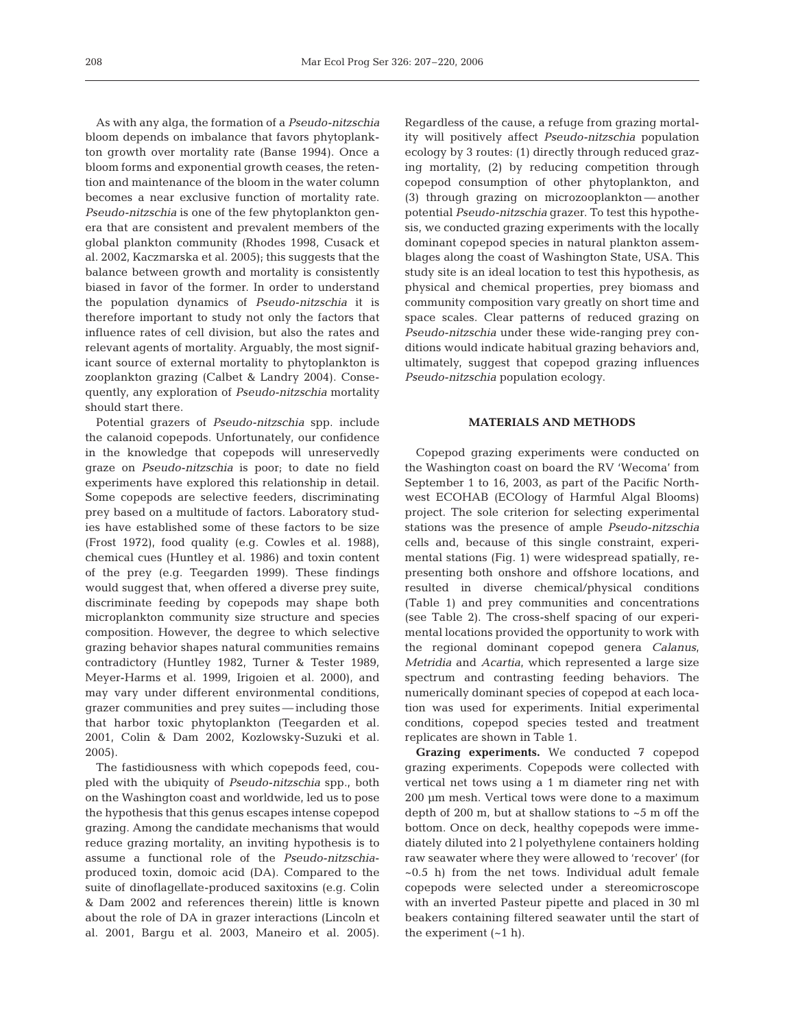As with any alga, the formation of a *Pseudo-nitzschia* bloom depends on imbalance that favors phytoplankton growth over mortality rate (Banse 1994). Once a bloom forms and exponential growth ceases, the retention and maintenance of the bloom in the water column becomes a near exclusive function of mortality rate. *Pseudo-nitzschia* is one of the few phytoplankton genera that are consistent and prevalent members of the global plankton community (Rhodes 1998, Cusack et al. 2002, Kaczmarska et al. 2005); this suggests that the balance between growth and mortality is consistently biased in favor of the former. In order to understand the population dynamics of *Pseudo-nitzschia* it is therefore important to study not only the factors that influence rates of cell division, but also the rates and relevant agents of mortality. Arguably, the most significant source of external mortality to phytoplankton is zooplankton grazing (Calbet & Landry 2004). Consequently, any exploration of *Pseudo-nitzschia* mortality should start there.

Potential grazers of *Pseudo-nitzschia* spp. include the calanoid copepods. Unfortunately, our confidence in the knowledge that copepods will unreservedly graze on *Pseudo-nitzschia* is poor; to date no field experiments have explored this relationship in detail. Some copepods are selective feeders, discriminating prey based on a multitude of factors. Laboratory studies have established some of these factors to be size (Frost 1972), food quality (e.g. Cowles et al. 1988), chemical cues (Huntley et al. 1986) and toxin content of the prey (e.g. Teegarden 1999). These findings would suggest that, when offered a diverse prey suite, discriminate feeding by copepods may shape both microplankton community size structure and species composition. However, the degree to which selective grazing behavior shapes natural communities remains contradictory (Huntley 1982, Turner & Tester 1989, Meyer-Harms et al. 1999, Irigoien et al. 2000), and may vary under different environmental conditions, grazer communities and prey suites — including those that harbor toxic phytoplankton (Teegarden et al. 2001, Colin & Dam 2002, Kozlowsky-Suzuki et al. 2005).

The fastidiousness with which copepods feed, coupled with the ubiquity of *Pseudo-nitzschia* spp., both on the Washington coast and worldwide, led us to pose the hypothesis that this genus escapes intense copepod grazing. Among the candidate mechanisms that would reduce grazing mortality, an inviting hypothesis is to assume a functional role of the *Pseudo-nitzschia*-produced toxin, domoic acid (DA). Compared to the suite of dinoflagellate-produced saxitoxins (e.g. Colin & Dam 2002 and references therein) little is known about the role of DA in grazer interactions (Lincoln et al. 2001, Bargu et al. 2003, Maneiro et al. 2005). Regardless of the cause, a refuge from grazing mortality will positively affect *Pseudo-nitzschia* population ecology by 3 routes: (1) directly through reduced grazing mortality, (2) by reducing competition through copepod consumption of other phytoplankton, and (3) through grazing on microzooplankton — another potential *Pseudo-nitzschia* grazer. To test this hypothesis, we conducted grazing experiments with the locally dominant copepod species in natural plankton assemblages along the coast of Washington State, USA. This study site is an ideal location to test this hypothesis, as physical and chemical properties, prey biomass and community composition vary greatly on short time and space scales. Clear patterns of reduced grazing on *Pseudo-nitzschia* under these wide-ranging prey conditions would indicate habitual grazing behaviors and, ultimately, suggest that copepod grazing influences *Pseudo-nitzschia* population ecology.

## MATERIALS AND METHODS

Copepod grazing experiments were conducted on the Washington coast on board the RV 'Wecoma' from September 1 to 16, 2003, as part of the Pacific Northwest ECOHAB (ECOlogy of Harmful Algal Blooms) project. The sole criterion for selecting experimental stations was the presence of ample *Pseudo-nitzschia* cells and, because of this single constraint, experimental stations (Fig. 1) were widespread spatially, representing both onshore and offshore locations, and resulted in diverse chemical/physical conditions (Table 1) and prey communities and concentrations (see Table 2). The cross-shelf spacing of our experimental locations provided the opportunity to work with the regional dominant copepod genera *Calanus*, *Metridia* and *Acartia*, which represented a large size spectrum and contrasting feeding behaviors. The numerically dominant species of copepod at each location was used for experiments. Initial experimental conditions, copepod species tested and treatment replicates are shown in Table 1.

**Grazing experiments.** We conducted 7 copepod grazing experiments. Copepods were collected with vertical net tows using a 1 m diameter ring net with 200 µm mesh. Vertical tows were done to a maximum depth of 200 m, but at shallow stations to ~5 m off the bottom. Once on deck, healthy copepods were immediately diluted into 2 l polyethylene containers holding raw seawater where they were allowed to 'recover' (for ~0.5 h) from the net tows. Individual adult female copepods were selected under a stereomicroscope with an inverted Pasteur pipette and placed in 30 ml beakers containing filtered seawater until the start of the experiment (~1 h).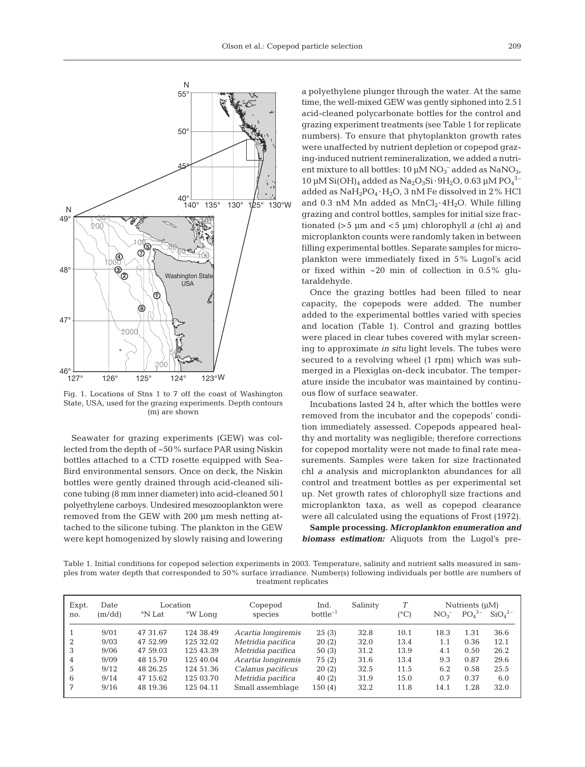Fig. 1. Locations of Stns 1 to 7 off the coast of Washington State, USA, used for the grazing experiments. Depth contours (m) are shown

Seawater for grazing experiments (GEW) was collected from the depth of ~50% surface PAR using Niskin bottles attached to a CTD rosette equipped with Sea-Bird environmental sensors. Once on deck, the Niskin bottles were gently drained through acid-cleaned silicone tubing (8 mm inner diameter) into acid-cleaned 50 l polyethylene carboys. Undesired mesozooplankton were removed from the GEW with 200 µm mesh netting attached to the silicone tubing. The plankton in the GEW were kept homogenized by slowly raising and lowering a polyethylene plunger through the water. At the same time, the well-mixed GEW was gently siphoned into 2.5 l acid-cleaned polycarbonate bottles for the control and grazing experiment treatments (see Table 1 for replicate numbers). To ensure that phytoplankton growth rates were unaffected by nutrient depletion or copepod grazing-induced nutrient remineralization, we added a nutrient mixture to all bottles: 10 µM $NO_3^-$ added as $NaNO_3$, 10 µM $Si(OH)_4$ added as $Na_2O_3Si \cdot 9H_2O$, 0.63 µM $PO_4^{3-}$ added as $NaH_2PO_4 \cdot H_2O$, 3 nM Fe dissolved in 2% HCl and 0.3 nM Mn added as $MnCl_2 \cdot 4H_2O$. While filling grazing and control bottles, samples for initial size fractionated (>5 µm and <5 µm) chlorophyll *a* (chl *a*) and microplankton counts were randomly taken in between filling experimental bottles. Separate samples for microplankton were immediately fixed in 5% Lugol's acid or fixed within ~20 min of collection in 0.5% glutaraldehyde.

Once the grazing bottles had been filled to near capacity, the copepods were added. The number added to the experimental bottles varied with species and location (Table 1). Control and grazing bottles were placed in clear tubes covered with mylar screening to approximate *in situ* light levels. The tubes were secured to a revolving wheel (1 rpm) which was submerged in a Plexiglas on-deck incubator. The temperature inside the incubator was maintained by continuous flow of surface seawater.

Incubations lasted 24 h, after which the bottles were removed from the incubator and the copepods' condition immediately assessed. Copepods appeared healthy and mortality was negligible; therefore corrections for copepod mortality were not made to final rate measurements. Samples were taken for size fractionated chl *a* analysis and microplankton abundances for all control and treatment bottles as per experimental set up. Net growth rates of chlorophyll size fractions and microplankton taxa, as well as copepod clearance were all calculated using the equations of Frost (1972).

**Sample processing.** ***Microplankton enumeration and biomass estimation:*** Aliquots from the Lugol's pre-

Table 1. Initial conditions for copepod selection experiments in 2003. Temperature, salinity and nutrient salts measured in samples from water depth that corresponded to 50% surface irradiance. Number(s) following individuals per bottle are numbers of treatment replicates

| Expt. no. | Date (m/dd) | Location °N Lat | °W Long | Copepod species | Ind. bottle$^{-1}$ | Salinity | $T$ (°C) | Nutrients (µM) $NO_3^-$ | $PO_4^{3-}$ | $SiO_4^{2-}$ |
|---|---|---|---|---|---|---|---|---|---|---|
| 1 | 9/01 | 47 31.67 | 124 38.49 | *Acartia longiremis* | 25 (3) | 32.8 | 10.1 | 18.3 | 1.31 | 36.6 |
| 2 | 9/03 | 47 52.99 | 125 32.02 | *Metridia pacifica* | 20 (2) | 32.0 | 13.4 | 1.1 | 0.36 | 12.1 |
| 3 | 9/06 | 47 59.03 | 125 43.39 | *Metridia pacifica* | 50 (3) | 31.2 | 13.9 | 4.1 | 0.50 | 26.2 |
| 4 | 9/09 | 48 15.70 | 125 40.04 | *Acartia longiremis* | 75 (2) | 31.6 | 13.4 | 9.3 | 0.87 | 29.6 |
| 5 | 9/12 | 48 26.25 | 124 51.36 | *Calanus pacificus* | 20 (2) | 32.5 | 11.5 | 6.2 | 0.58 | 25.5 |
| 6 | 9/14 | 47 15.62 | 125 03.70 | *Metridia pacifica* | 40 (2) | 31.9 | 15.0 | 0.7 | 0.37 | 6.0 |
| 7 | 9/16 | 48 19.36 | 125 04.11 | Small assemblage | 150 (4) | 32.2 | 11.8 | 14.1 | 1.28 | 32.0 |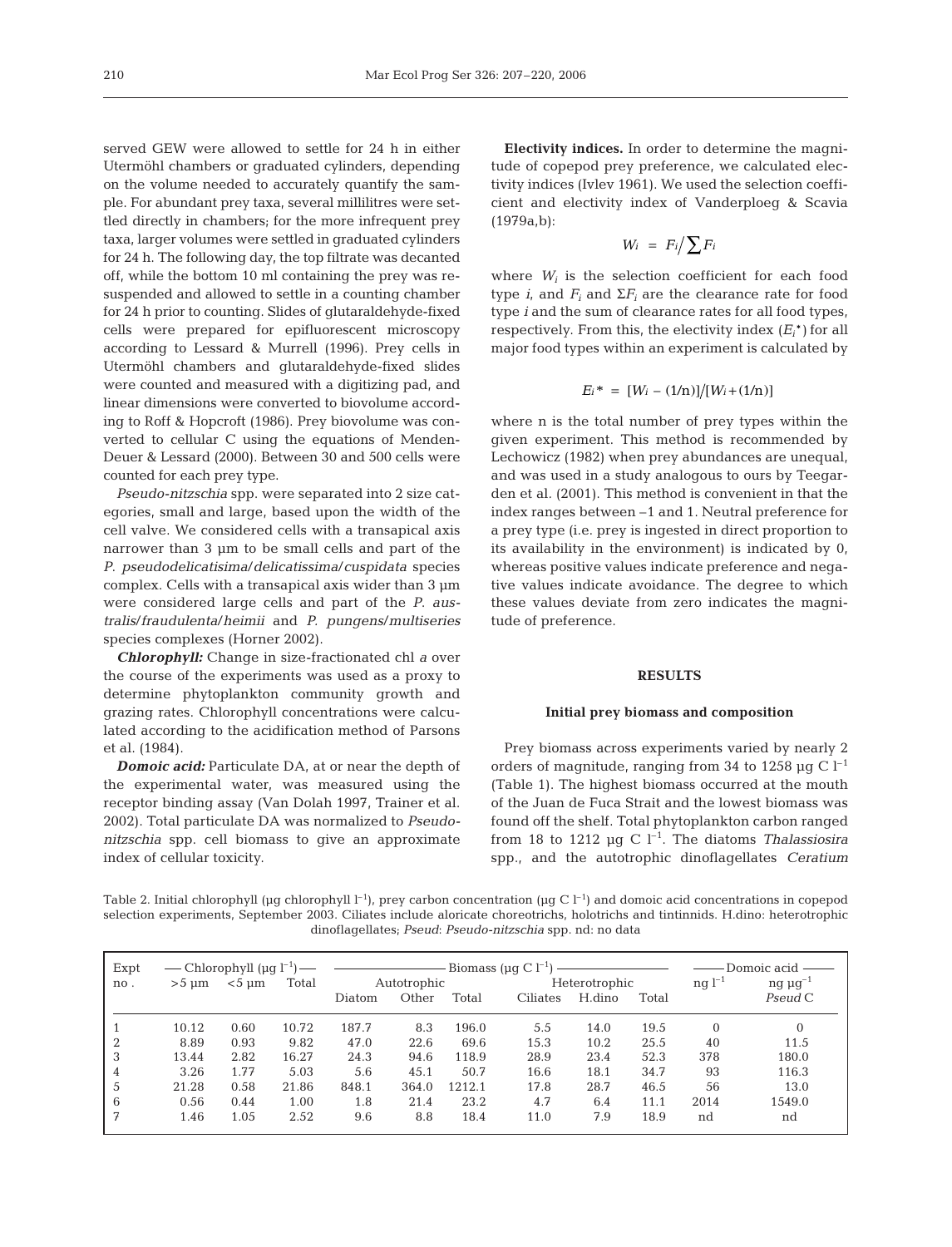served GEW were allowed to settle for 24 h in either Utermöhl chambers or graduated cylinders, depending on the volume needed to accurately quantify the sample. For abundant prey taxa, several millilitres were settled directly in chambers; for the more infrequent prey taxa, larger volumes were settled in graduated cylinders for 24 h. The following day, the top filtrate was decanted off, while the bottom 10 ml containing the prey was resuspended and allowed to settle in a counting chamber for 24 h prior to counting. Slides of glutaraldehyde-fixed cells were prepared for epifluorescent microscopy according to Lessard & Murrell (1996). Prey cells in Utermöhl chambers and glutaraldehyde-fixed slides were counted and measured with a digitizing pad, and linear dimensions were converted to biovolume according to Roff & Hopcroft (1986). Prey biovolume was converted to cellular C using the equations of Menden-Deuer & Lessard (2000). Between 30 and 500 cells were counted for each prey type.

*Pseudo-nitzschia* spp. were separated into 2 size categories, small and large, based upon the width of the cell valve. We considered cells with a transapical axis narrower than 3 µm to be small cells and part of the *P. pseudodelicatisima/delicatissima/cuspidata* species complex. Cells with a transapical axis wider than 3 µm were considered large cells and part of the *P. australis/fraudulenta/heimii* and *P. pungens/multiseries* species complexes (Horner 2002).

***Chlorophyll:*** Change in size-fractionated chl *a* over the course of the experiments was used as a proxy to determine phytoplankton community growth and grazing rates. Chlorophyll concentrations were calculated according to the acidification method of Parsons et al. (1984).

***Domoic acid:*** Particulate DA, at or near the depth of the experimental water, was measured using the receptor binding assay (Van Dolah 1997, Trainer et al. 2002). Total particulate DA was normalized to *Pseudo-nitzschia* spp. cell biomass to give an approximate index of cellular toxicity.

**Electivity indices.** In order to determine the magnitude of copepod prey preference, we calculated electivity indices (Ivlev 1961). We used the selection coefficient and electivity index of Vanderploeg & Scavia (1979a,b):

$$W_i = F_i \Big/ \sum F_i$$

where $W_i$ is the selection coefficient for each food type $i$, and $F_i$ and $\Sigma F_i$ are the clearance rate for food type $i$ and the sum of clearance rates for all food types, respectively. From this, the electivity index ($E_i^*$) for all major food types within an experiment is calculated by

$$E_i^* = [W_i - (1/n)]/[W_i + (1/n)]$$

where n is the total number of prey types within the given experiment. This method is recommended by Lechowicz (1982) when prey abundances are unequal, and was used in a study analogous to ours by Teegarden et al. (2001). This method is convenient in that the index ranges between –1 and 1. Neutral preference for a prey type (i.e. prey is ingested in direct proportion to its availability in the environment) is indicated by 0, whereas positive values indicate preference and negative values indicate avoidance. The degree to which these values deviate from zero indicates the magnitude of preference.

## RESULTS

### Initial prey biomass and composition

Prey biomass across experiments varied by nearly 2 orders of magnitude, ranging from 34 to 1258 µg C $l^{-1}$ (Table 1). The highest biomass occurred at the mouth of the Juan de Fuca Strait and the lowest biomass was found off the shelf. Total phytoplankton carbon ranged from 18 to 1212 µg C $l^{-1}$. The diatoms *Thalassiosira* spp., and the autotrophic dinoflagellates *Ceratium*

Table 2. Initial chlorophyll (µg chlorophyll $l^{-1}$), prey carbon concentration (µg C $l^{-1}$) and domoic acid concentrations in copepod selection experiments, September 2003. Ciliates include aloricate choreotrichs, holotrichs and tintinnids. H.dino: heterotrophic dinoflagellates; *Pseud*: *Pseudo-nitzschia* spp. nd: no data

| Expt no. | Chlorophyll (µg $l^{-1}$) | | | Biomass (µg C $l^{-1}$) | | | | | | Domoic acid | |
|---|---|---|---|---|---|---|---|---|---|---|---|
| | >5 µm | <5 µm | Total | Autotrophic | | | Heterotrophic | | | ng $l^{-1}$ | ng µg$^{-1}$ *Pseud* C |
| | | | | Diatom | Other | Total | Ciliates | H.dino | Total | | |
| 1 | 10.12 | 0.60 | 10.72 | 187.7 | 8.3 | 196.0 | 5.5 | 14.0 | 19.5 | 0 | 0 |
| 2 | 8.89 | 0.93 | 9.82 | 47.0 | 22.6 | 69.6 | 15.3 | 10.2 | 25.5 | 40 | 11.5 |
| 3 | 13.44 | 2.82 | 16.27 | 24.3 | 94.6 | 118.9 | 28.9 | 23.4 | 52.3 | 378 | 180.0 |
| 4 | 3.26 | 1.77 | 5.03 | 5.6 | 45.1 | 50.7 | 16.6 | 18.1 | 34.7 | 93 | 116.3 |
| 5 | 21.28 | 0.58 | 21.86 | 848.1 | 364.0 | 1212.1 | 17.8 | 28.7 | 46.5 | 56 | 13.0 |
| 6 | 0.56 | 0.44 | 1.00 | 1.8 | 21.4 | 23.2 | 4.7 | 6.4 | 11.1 | 2014 | 1549.0 |
| 7 | 1.46 | 1.05 | 2.52 | 9.6 | 8.8 | 18.4 | 11.0 | 7.9 | 18.9 | nd | nd |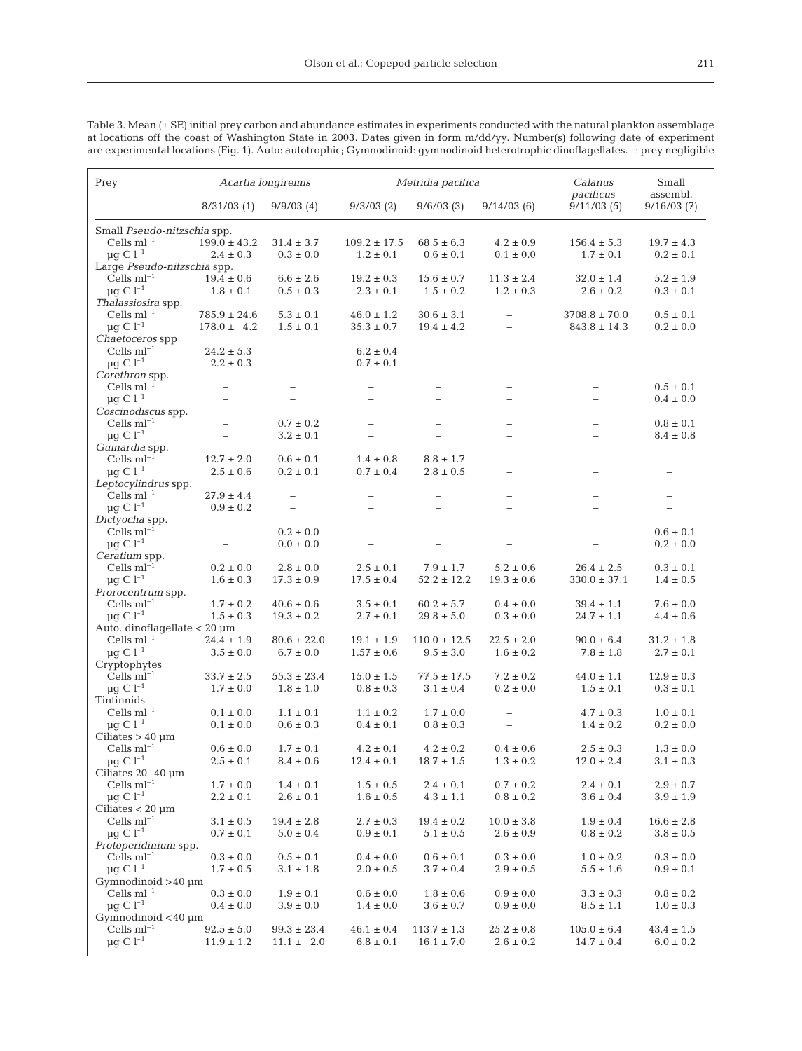Table 3. Mean (± SE) initial prey carbon and abundance estimates in experiments conducted with the natural plankton assemblage at locations off the coast of Washington State in 2003. Dates given in form m/dd/yy. Number(s) following date of experiment are experimental locations (Fig. 1). Auto: autotrophic; Gymnodinoid: gymnodinoid heterotrophic dinoflagellates. –: prey negligible

| Prey | *Acartia longiremis* | | *Metridia pacifica* | | | *Calanus pacificus* | Small assembl. |
|---|---|---|---|---|---|---|---|
| | 8/31/03 (1) | 9/9/03 (4) | 9/3/03 (2) | 9/6/03 (3) | 9/14/03 (6) | 9/11/03 (5) | 9/16/03 (7) |
| Small *Pseudo-nitzschia* spp. | | | | | | | |
| Cells $ml^{-1}$ | 199.0 ± 43.2 | 31.4 ± 3.7 | 109.2 ± 17.5 | 68.5 ± 6.3 | 4.2 ± 0.9 | 156.4 ± 5.3 | 19.7 ± 4.3 |
| µg C $l^{-1}$ | 2.4 ± 0.3 | 0.3 ± 0.0 | 1.2 ± 0.1 | 0.6 ± 0.1 | 0.1 ± 0.0 | 1.7 ± 0.1 | 0.2 ± 0.1 |
| Large *Pseudo-nitzschia* spp. | | | | | | | |
| Cells $ml^{-1}$ | 19.4 ± 0.6 | 6.6 ± 2.6 | 19.2 ± 0.3 | 15.6 ± 0.7 | 11.3 ± 2.4 | 32.0 ± 1.4 | 5.2 ± 1.9 |
| µg C $l^{-1}$ | 1.8 ± 0.1 | 0.5 ± 0.3 | 2.3 ± 0.1 | 1.5 ± 0.2 | 1.2 ± 0.3 | 2.6 ± 0.2 | 0.3 ± 0.1 |
| *Thalassiosira* spp. | | | | | | | |
| Cells $ml^{-1}$ | 785.9 ± 24.6 | 5.3 ± 0.1 | 46.0 ± 1.2 | 30.6 ± 3.1 | – | 3708.8 ± 70.0 | 0.5 ± 0.1 |
| µg C $l^{-1}$ | 178.0 ± 4.2 | 1.5 ± 0.1 | 35.3 ± 0.7 | 19.4 ± 4.2 | – | 843.8 ± 14.3 | 0.2 ± 0.0 |
| *Chaetoceros* spp | | | | | | | |
| Cells $ml^{-1}$ | 24.2 ± 5.3 | – | 6.2 ± 0.4 | – | – | – | – |
| µg C $l^{-1}$ | 2.2 ± 0.3 | – | 0.7 ± 0.1 | – | – | – | – |
| *Corethron* spp. | | | | | | | |
| Cells $ml^{-1}$ | – | – | – | – | – | – | 0.5 ± 0.1 |
| µg C $l^{-1}$ | – | – | – | – | – | – | 0.4 ± 0.0 |
| *Coscinodiscus* spp. | | | | | | | |
| Cells $ml^{-1}$ | – | 0.7 ± 0.2 | – | – | – | – | 0.8 ± 0.1 |
| µg C $l^{-1}$ | – | 3.2 ± 0.1 | – | – | – | – | 8.4 ± 0.8 |
| *Guinardia* spp. | | | | | | | |
| Cells $ml^{-1}$ | 12.7 ± 2.0 | 0.6 ± 0.1 | 1.4 ± 0.8 | 8.8 ± 1.7 | – | – | – |
| µg C $l^{-1}$ | 2.5 ± 0.6 | 0.2 ± 0.1 | 0.7 ± 0.4 | 2.8 ± 0.5 | – | – | – |
| *Leptocylindrus* spp. | | | | | | | |
| Cells $ml^{-1}$ | 27.9 ± 4.4 | – | – | – | – | – | – |
| µg C $l^{-1}$ | 0.9 ± 0.2 | – | – | – | – | – | – |
| *Dictyocha* spp. | | | | | | | |
| Cells $ml^{-1}$ | – | 0.2 ± 0.0 | – | – | – | – | 0.6 ± 0.1 |
| µg C $l^{-1}$ | – | 0.0 ± 0.0 | – | – | – | – | 0.2 ± 0.0 |
| *Ceratium* spp. | | | | | | | |
| Cells $ml^{-1}$ | 0.2 ± 0.0 | 2.8 ± 0.0 | 2.5 ± 0.1 | 7.9 ± 1.7 | 5.2 ± 0.6 | 26.4 ± 2.5 | 0.3 ± 0.1 |
| µg C $l^{-1}$ | 1.6 ± 0.3 | 17.3 ± 0.9 | 17.5 ± 0.4 | 52.2 ± 12.2 | 19.3 ± 0.6 | 330.0 ± 37.1 | 1.4 ± 0.5 |
| *Prorocentrum* spp. | | | | | | | |
| Cells $ml^{-1}$ | 1.7 ± 0.2 | 40.6 ± 0.6 | 3.5 ± 0.1 | 60.2 ± 5.7 | 0.4 ± 0.0 | 39.4 ± 1.1 | 7.6 ± 0.0 |
| µg C $l^{-1}$ | 1.5 ± 0.3 | 19.3 ± 0.2 | 2.7 ± 0.1 | 29.8 ± 5.0 | 0.3 ± 0.0 | 24.7 ± 1.1 | 4.4 ± 0.6 |
| Auto. dinoflagellate < 20 µm | | | | | | | |
| Cells $ml^{-1}$ | 24.4 ± 1.9 | 80.6 ± 22.0 | 19.1 ± 1.9 | 110.0 ± 12.5 | 22.5 ± 2.0 | 90.0 ± 6.4 | 31.2 ± 1.8 |
| µg C $l^{-1}$ | 3.5 ± 0.0 | 6.7 ± 0.0 | 1.57 ± 0.6 | 9.5 ± 3.0 | 1.6 ± 0.2 | 7.8 ± 1.8 | 2.7 ± 0.1 |
| Cryptophytes | | | | | | | |
| Cells $ml^{-1}$ | 33.7 ± 2.5 | 55.3 ± 23.4 | 15.0 ± 1.5 | 77.5 ± 17.5 | 7.2 ± 0.2 | 44.0 ± 1.1 | 12.9 ± 0.3 |
| µg C $l^{-1}$ | 1.7 ± 0.0 | 1.8 ± 1.0 | 0.8 ± 0.3 | 3.1 ± 0.4 | 0.2 ± 0.0 | 1.5 ± 0.1 | 0.3 ± 0.1 |
| Tintinnids | | | | | | | |
| Cells $ml^{-1}$ | 0.1 ± 0.0 | 1.1 ± 0.1 | 1.1 ± 0.2 | 1.7 ± 0.0 | – | 4.7 ± 0.3 | 1.0 ± 0.1 |
| µg C $l^{-1}$ | 0.1 ± 0.0 | 0.6 ± 0.3 | 0.4 ± 0.1 | 0.8 ± 0.3 | – | 1.4 ± 0.2 | 0.2 ± 0.0 |
| Ciliates > 40 µm | | | | | | | |
| Cells $ml^{-1}$ | 0.6 ± 0.0 | 1.7 ± 0.1 | 4.2 ± 0.1 | 4.2 ± 0.2 | 0.4 ± 0.6 | 2.5 ± 0.3 | 1.3 ± 0.0 |
| µg C $l^{-1}$ | 2.5 ± 0.1 | 8.4 ± 0.6 | 12.4 ± 0.1 | 18.7 ± 1.5 | 1.3 ± 0.2 | 12.0 ± 2.4 | 3.1 ± 0.3 |
| Ciliates 20–40 µm | | | | | | | |
| Cells $ml^{-1}$ | 1.7 ± 0.0 | 1.4 ± 0.1 | 1.5 ± 0.5 | 2.4 ± 0.1 | 0.7 ± 0.2 | 2.4 ± 0.1 | 2.9 ± 0.7 |
| µg C $l^{-1}$ | 2.2 ± 0.1 | 2.6 ± 0.1 | 1.6 ± 0.5 | 4.3 ± 1.1 | 0.8 ± 0.2 | 3.6 ± 0.4 | 3.9 ± 1.9 |
| Ciliates < 20 µm | | | | | | | |
| Cells $ml^{-1}$ | 3.1 ± 0.5 | 19.4 ± 2.8 | 2.7 ± 0.3 | 19.4 ± 0.2 | 10.0 ± 3.8 | 1.9 ± 0.4 | 16.6 ± 2.8 |
| µg C $l^{-1}$ | 0.7 ± 0.1 | 5.0 ± 0.4 | 0.9 ± 0.1 | 5.1 ± 0.5 | 2.6 ± 0.9 | 0.8 ± 0.2 | 3.8 ± 0.5 |
| *Protoperidinium* spp. | | | | | | | |
| Cells $ml^{-1}$ | 0.3 ± 0.0 | 0.5 ± 0.1 | 0.4 ± 0.0 | 0.6 ± 0.1 | 0.3 ± 0.0 | 1.0 ± 0.2 | 0.3 ± 0.0 |
| µg C $l^{-1}$ | 1.7 ± 0.5 | 3.1 ± 1.8 | 2.0 ± 0.5 | 3.7 ± 0.4 | 2.9 ± 0.5 | 5.5 ± 1.6 | 0.9 ± 0.1 |
| Gymnodinoid >40 µm | | | | | | | |
| Cells $ml^{-1}$ | 0.3 ± 0.0 | 1.9 ± 0.1 | 0.6 ± 0.0 | 1.8 ± 0.6 | 0.9 ± 0.0 | 3.3 ± 0.3 | 0.8 ± 0.2 |
| µg C $l^{-1}$ | 0.4 ± 0.0 | 3.9 ± 0.0 | 1.4 ± 0.0 | 3.6 ± 0.7 | 0.9 ± 0.0 | 8.5 ± 1.1 | 1.0 ± 0.3 |
| Gymnodinoid <40 µm | | | | | | | |
| Cells $ml^{-1}$ | 92.5 ± 5.0 | 99.3 ± 23.4 | 46.1 ± 0.4 | 113.7 ± 1.3 | 25.2 ± 0.8 | 105.0 ± 6.4 | 43.4 ± 1.5 |
| µg C $l^{-1}$ | 11.9 ± 1.2 | 11.1 ± 2.0 | 6.8 ± 0.1 | 16.1 ± 7.0 | 2.6 ± 0.2 | 14.7 ± 0.4 | 6.0 ± 0.2 |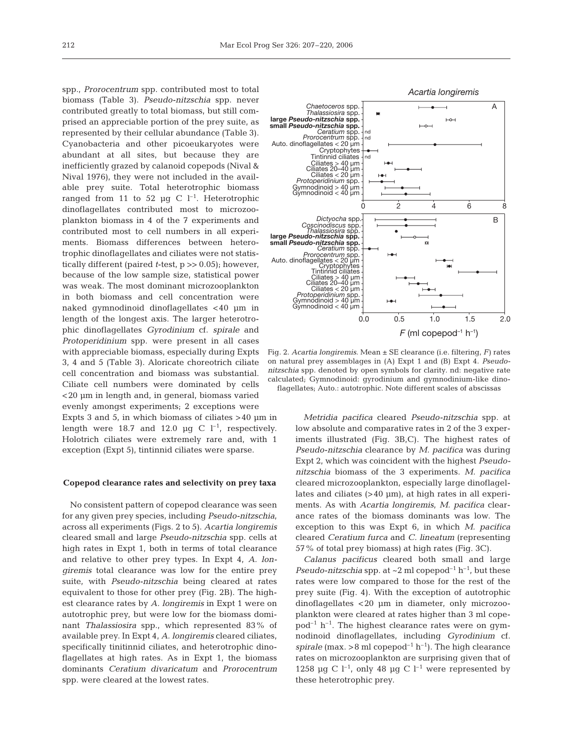spp., *Prorocentrum* spp. contributed most to total biomass (Table 3). *Pseudo-nitzschia* spp. never contributed greatly to total biomass, but still comprised an appreciable portion of the prey suite, as represented by their cellular abundance (Table 3). Cyanobacteria and other picoeukaryotes were abundant at all sites, but because they are inefficiently grazed by calanoid copepods (Nival & Nival 1976), they were not included in the available prey suite. Total heterotrophic biomass ranged from 11 to 52 µg C $l^{-1}$. Heterotrophic dinoflagellates contributed most to microzooplankton biomass in 4 of the 7 experiments and contributed most to cell numbers in all experiments. Biomass differences between heterotrophic dinoflagellates and ciliates were not statistically different (paired *t*-test, $p >> 0.05$); however, because of the low sample size, statistical power was weak. The most dominant microzooplankton in both biomass and cell concentration were naked gymnodinoid dinoflagellates <40 µm in length of the longest axis. The larger heterotrophic dinoflagellates *Gyrodinium* cf. *spirale* and *Protoperidinium* spp. were present in all cases with appreciable biomass, especially during Expts 3, 4 and 5 (Table 3). Aloricate choreotrich ciliate cell concentration and biomass was substantial. Ciliate cell numbers were dominated by cells <20 µm in length and, in general, biomass varied evenly amongst experiments; 2 exceptions were Expts 3 and 5, in which biomass of ciliates >40 µm in length were 18.7 and 12.0 µg C $l^{-1}$, respectively. Holotrich ciliates were extremely rare and, with 1 exception (Expt 5), tintinnid ciliates were sparse.

### Copepod clearance rates and selectivity on prey taxa

No consistent pattern of copepod clearance was seen for any given prey species, including *Pseudo-nitzschia*, across all experiments (Figs. 2 to 5). *Acartia longiremis* cleared small and large *Pseudo-nitzschia* spp. cells at high rates in Expt 1, both in terms of total clearance and relative to other prey types. In Expt 4, *A. longiremis* total clearance was low for the entire prey suite, with *Pseudo-nitzschia* being cleared at rates equivalent to those for other prey (Fig. 2B). The highest clearance rates by *A. longiremis* in Expt 1 were on autotrophic prey, but were low for the biomass dominant *Thalassiosira* spp., which represented 83% of available prey. In Expt 4, *A. longiremis* cleared ciliates, specifically tinitinnid ciliates, and heterotrophic dinoflagellates at high rates. As in Expt 1, the biomass dominants *Ceratium divaricatum* and *Prorocentrum* spp. were cleared at the lowest rates.

Fig. 2. *Acartia longiremis*. Mean ± SE clearance (i.e. filtering, *F*) rates on natural prey assemblages in (A) Expt 1 and (B) Expt 4. *Pseudo-nitzschia* spp. denoted by open symbols for clarity. nd: negative rate calculated; Gymnodinoid: gyrodinium and gymnodinium-like dinoflagellates; Auto.: autotrophic. Note different scales of abscissas

*Metridia pacifica* cleared *Pseudo-nitzschia* spp. at low absolute and comparative rates in 2 of the 3 experiments illustrated (Fig. 3B,C). The highest rates of *Pseudo-nitzschia* clearance by *M. pacifica* was during Expt 2, which was coincident with the highest *Pseudo-nitzschia* biomass of the 3 experiments. *M. pacifica* cleared microzooplankton, especially large dinoflagellates and ciliates (>40 µm), at high rates in all experiments. As with *Acartia longiremis*, *M. pacifica* clearance rates of the biomass dominants was low. The exception to this was Expt 6, in which *M. pacifica* cleared *Ceratium furca* and *C. lineatum* (representing 57% of total prey biomass) at high rates (Fig. 3C).

*Calanus pacificus* cleared both small and large *Pseudo-nitzschia* spp. at ~2 ml copepod$^{-1}$ h$^{-1}$, but these rates were low compared to those for the rest of the prey suite (Fig. 4). With the exception of autotrophic dinoflagellates <20 µm in diameter, only microzooplankton were cleared at rates higher than 3 ml copepod$^{-1}$ h$^{-1}$. The highest clearance rates were on gymnodinoid dinoflagellates, including *Gyrodinium* cf. *spirale* (max. >8 ml copepod$^{-1}$ h$^{-1}$). The high clearance rates on microzooplankton are surprising given that of 1258 µg C $l^{-1}$, only 48 µg C $l^{-1}$ were represented by these heterotrophic prey.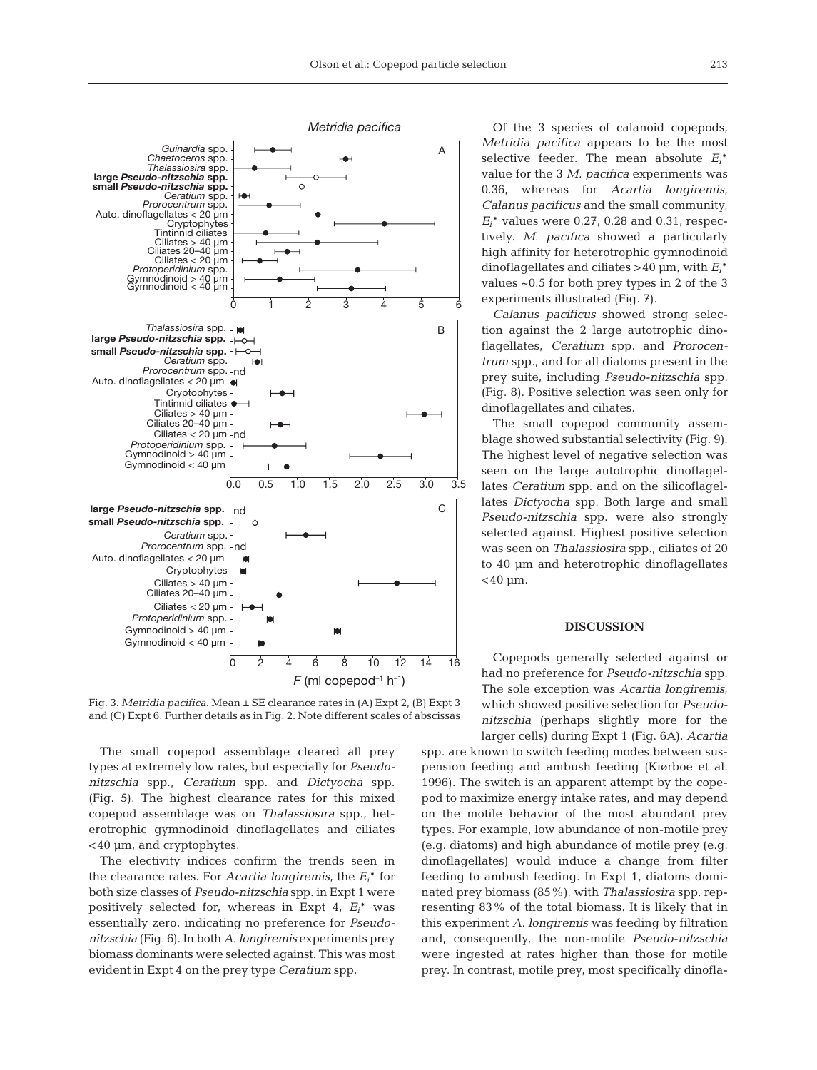Fig. 3. *Metridia pacifica.* Mean ± SE clearance rates in (A) Expt 2, (B) Expt 3 and (C) Expt 6. Further details as in Fig. 2. Note different scales of abscissas

The small copepod assemblage cleared all prey types at extremely low rates, but especially for *Pseudo-nitzschia* spp., *Ceratium* spp. and *Dictyocha* spp. (Fig. 5). The highest clearance rates for this mixed copepod assemblage was on *Thalassiosira* spp., heterotrophic gymnodinoid dinoflagellates and ciliates <40 µm, and cryptophytes.

The electivity indices confirm the trends seen in the clearance rates. For *Acartia longiremis*, the $E_i^*$ for both size classes of *Pseudo-nitzschia* spp. in Expt 1 were positively selected for, whereas in Expt 4, $E_i^*$ was essentially zero, indicating no preference for *Pseudo-nitzschia* (Fig. 6). In both *A. longiremis* experiments prey biomass dominants were selected against. This was most evident in Expt 4 on the prey type *Ceratium* spp.

Of the 3 species of calanoid copepods, *Metridia pacifica* appears to be the most selective feeder. The mean absolute $E_i^*$ value for the 3 *M. pacifica* experiments was 0.36, whereas for *Acartia longiremis*, *Calanus pacificus* and the small community, $E_i^*$ values were 0.27, 0.28 and 0.31, respectively. *M. pacifica* showed a particularly high affinity for heterotrophic gymnodinoid dinoflagellates and ciliates >40 µm, with $E_i^*$ values ~0.5 for both prey types in 2 of the 3 experiments illustrated (Fig. 7).

*Calanus pacificus* showed strong selection against the 2 large autotrophic dinoflagellates, *Ceratium* spp. and *Prorocentrum* spp., and for all diatoms present in the prey suite, including *Pseudo-nitzschia* spp. (Fig. 8). Positive selection was seen only for dinoflagellates and ciliates.

The small copepod community assemblage showed substantial selectivity (Fig. 9). The highest level of negative selection was seen on the large autotrophic dinoflagellates *Ceratium* spp. and on the silicoflagellates *Dictyocha* spp. Both large and small *Pseudo-nitzschia* spp. were also strongly selected against. Highest positive selection was seen on *Thalassiosira* spp., ciliates of 20 to 40 µm and heterotrophic dinoflagellates <40 µm.

## DISCUSSION

Copepods generally selected against or had no preference for *Pseudo-nitzschia* spp. The sole exception was *Acartia longiremis*, which showed positive selection for *Pseudo-nitzschia* (perhaps slightly more for the larger cells) during Expt 1 (Fig. 6A). *Acartia* spp. are known to switch feeding modes between suspension feeding and ambush feeding (Kiørboe et al. 1996). The switch is an apparent attempt by the copepod to maximize energy intake rates, and may depend on the motile behavior of the most abundant prey types. For example, low abundance of non-motile prey (e.g. diatoms) and high abundance of motile prey (e.g. dinoflagellates) would induce a change from filter feeding to ambush feeding. In Expt 1, diatoms dominated prey biomass (85%), with *Thalassiosira* spp. representing 83% of the total biomass. It is likely that in this experiment *A. longiremis* was feeding by filtration and, consequently, the non-motile *Pseudo-nitzschia* were ingested at rates higher than those for motile prey. In contrast, motile prey, most specifically dinofla-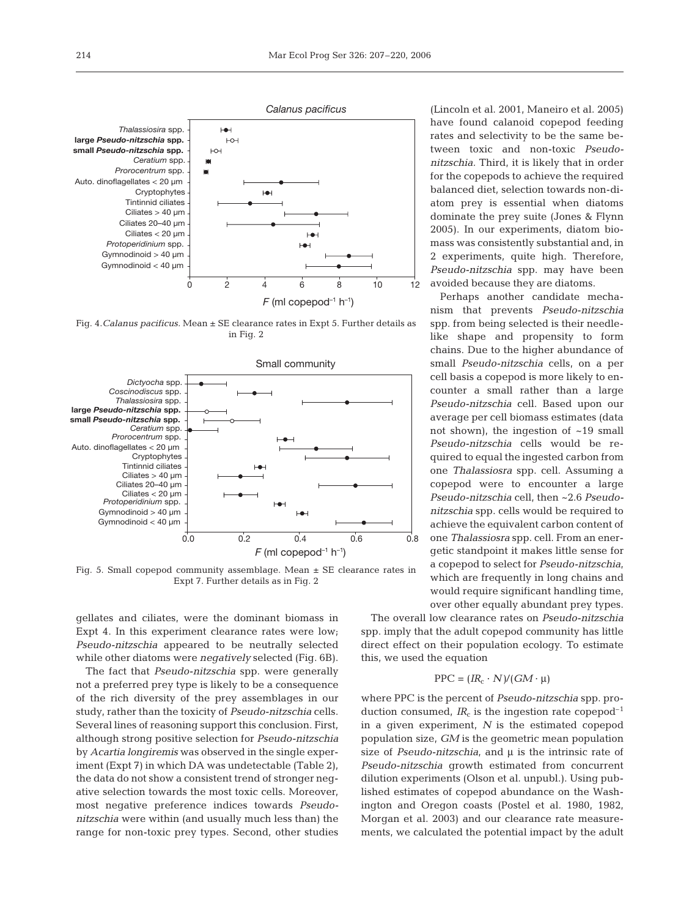Fig. 4. *Calanus pacificus*. Mean ± SE clearance rates in Expt 5. Further details as in Fig. 2

Fig. 5. Small copepod community assemblage. Mean ± SE clearance rates in Expt 7. Further details as in Fig. 2

gellates and ciliates, were the dominant biomass in Expt 4. In this experiment clearance rates were low; *Pseudo-nitzschia* appeared to be neutrally selected while other diatoms were *negatively* selected (Fig. 6B).

The fact that *Pseudo-nitzschia* spp. were generally not a preferred prey type is likely to be a consequence of the rich diversity of the prey assemblages in our study, rather than the toxicity of *Pseudo-nitzschia* cells. Several lines of reasoning support this conclusion. First, although strong positive selection for *Pseudo-nitzschia* by *Acartia longiremis* was observed in the single experiment (Expt 7) in which DA was undetectable (Table 2), the data do not show a consistent trend of stronger negative selection towards the most toxic cells. Moreover, most negative preference indices towards *Pseudo-nitzschia* were within (and usually much less than) the range for non-toxic prey types. Second, other studies (Lincoln et al. 2001, Maneiro et al. 2005) have found calanoid copepod feeding rates and selectivity to be the same between toxic and non-toxic *Pseudo-nitzschia.* Third, it is likely that in order for the copepods to achieve the required balanced diet, selection towards non-diatom prey is essential when diatoms dominate the prey suite (Jones & Flynn 2005). In our experiments, diatom biomass was consistently substantial and, in 2 experiments, quite high. Therefore, *Pseudo-nitzschia* spp. may have been avoided because they are diatoms.

Perhaps another candidate mechanism that prevents *Pseudo-nitzschia* spp. from being selected is their needle-like shape and propensity to form chains. Due to the higher abundance of small *Pseudo-nitzschia* cells, on a per cell basis a copepod is more likely to encounter a small rather than a large *Pseudo-nitzschia* cell. Based upon our average per cell biomass estimates (data not shown), the ingestion of ~19 small *Pseudo-nitzschia* cells would be required to equal the ingested carbon from one *Thalassiosra* spp. cell. Assuming a copepod were to encounter a large *Pseudo-nitzschia* cell, then ~2.6 *Pseudo-nitzschia* spp. cells would be required to achieve the equivalent carbon content of one *Thalassiosra* spp. cell. From an energetic standpoint it makes little sense for a copepod to select for *Pseudo-nitzschia*, which are frequently in long chains and would require significant handling time, over other equally abundant prey types.

The overall low clearance rates on *Pseudo-nitzschia* spp. imply that the adult copepod community has little direct effect on their population ecology. To estimate this, we used the equation

$$\text{PPC} = (IR_c \cdot N)/(GM \cdot \mu)$$

where PPC is the percent of *Pseudo-nitzschia* spp. production consumed, $IR_c$ is the ingestion rate copepod$^{-1}$ in a given experiment, $N$ is the estimated copepod population size, $GM$ is the geometric mean population size of *Pseudo-nitzschia*, and $\mu$ is the intrinsic rate of *Pseudo-nitzschia* growth estimated from concurrent dilution experiments (Olson et al. unpubl.). Using published estimates of copepod abundance on the Washington and Oregon coasts (Postel et al. 1980, 1982, Morgan et al. 2003) and our clearance rate measurements, we calculated the potential impact by the adult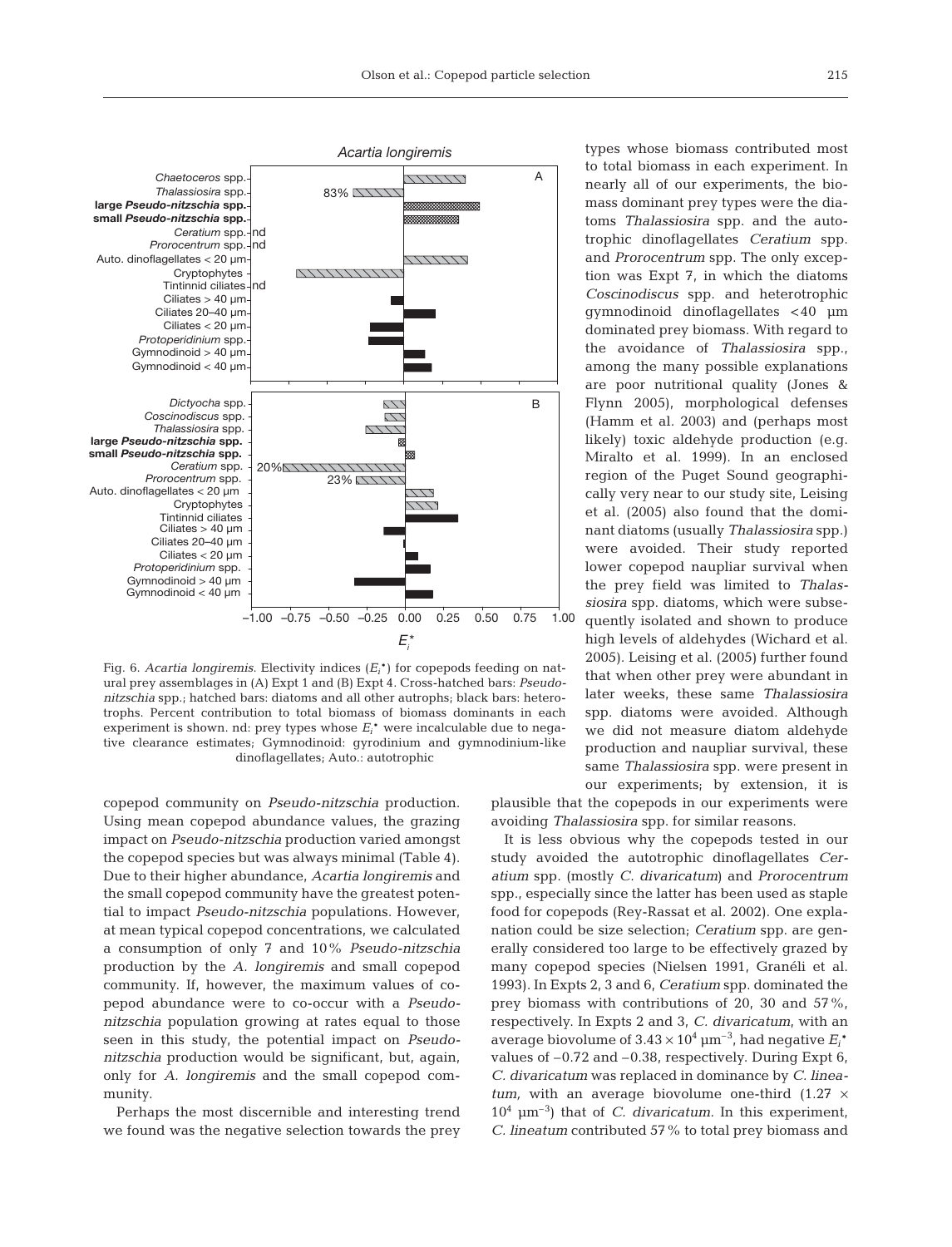Fig. 6. *Acartia longiremis.* Electivity indices ($E_i^*$) for copepods feeding on natural prey assemblages in (A) Expt 1 and (B) Expt 4. Cross-hatched bars: *Pseudo-nitzschia* spp.; hatched bars: diatoms and all other autrophs; black bars: heterotrophs. Percent contribution to total biomass of biomass dominants in each experiment is shown. nd: prey types whose $E_i^*$ were incalculable due to negative clearance estimates; Gymnodinoid: gyrodinium and gymnodinium-like dinoflagellates; Auto.: autotrophic

copepod community on *Pseudo-nitzschia* production. Using mean copepod abundance values, the grazing impact on *Pseudo-nitzschia* production varied amongst the copepod species but was always minimal (Table 4). Due to their higher abundance, *Acartia longiremis* and the small copepod community have the greatest potential to impact *Pseudo-nitzschia* populations. However, at mean typical copepod concentrations, we calculated a consumption of only 7 and 10% *Pseudo-nitzschia* production by the *A. longiremis* and small copepod community. If, however, the maximum values of copepod abundance were to co-occur with a *Pseudo-nitzschia* population growing at rates equal to those seen in this study, the potential impact on *Pseudo-nitzschia* production would be significant, but, again, only for *A. longiremis* and the small copepod community.

Perhaps the most discernible and interesting trend we found was the negative selection towards the prey types whose biomass contributed most to total biomass in each experiment. In nearly all of our experiments, the biomass dominant prey types were the diatoms *Thalassiosira* spp. and the autotrophic dinoflagellates *Ceratium* spp. and *Prorocentrum* spp. The only exception was Expt 7, in which the diatoms *Coscinodiscus* spp. and heterotrophic gymnodinoid dinoflagellates <40 µm dominated prey biomass. With regard to the avoidance of *Thalassiosira* spp., among the many possible explanations are poor nutritional quality (Jones & Flynn 2005), morphological defenses (Hamm et al. 2003) and (perhaps most likely) toxic aldehyde production (e.g. Miralto et al. 1999). In an enclosed region of the Puget Sound geographically very near to our study site, Leising et al. (2005) also found that the dominant diatoms (usually *Thalassiosira* spp.) were avoided. Their study reported lower copepod naupliar survival when the prey field was limited to *Thalassiosira* spp. diatoms, which were subsequently isolated and shown to produce high levels of aldehydes (Wichard et al. 2005). Leising et al. (2005) further found that when other prey were abundant in later weeks, these same *Thalassiosira* spp. diatoms were avoided. Although we did not measure diatom aldehyde production and naupliar survival, these same *Thalassiosira* spp. were present in our experiments; by extension, it is plausible that the copepods in our experiments were avoiding *Thalassiosira* spp. for similar reasons.

It is less obvious why the copepods tested in our study avoided the autotrophic dinoflagellates *Ceratium* spp. (mostly *C. divaricatum*) and *Prorocentrum* spp., especially since the latter has been used as staple food for copepods (Rey-Rassat et al. 2002). One explanation could be size selection; *Ceratium* spp. are generally considered too large to be effectively grazed by many copepod species (Nielsen 1991, Granéli et al. 1993). In Expts 2, 3 and 6, *Ceratium* spp. dominated the prey biomass with contributions of 20, 30 and 57%, respectively. In Expts 2 and 3, *C. divaricatum*, with an average biovolume of $3.43 \times 10^4$ µm$^{-3}$, had negative $E_i^*$ values of –0.72 and –0.38, respectively. During Expt 6, *C. divaricatum* was replaced in dominance by *C. lineatum,* with an average biovolume one-third ($1.27 \times 10^4$ µm$^{-3}$) that of *C. divaricatum*. In this experiment, *C. lineatum* contributed 57% to total prey biomass and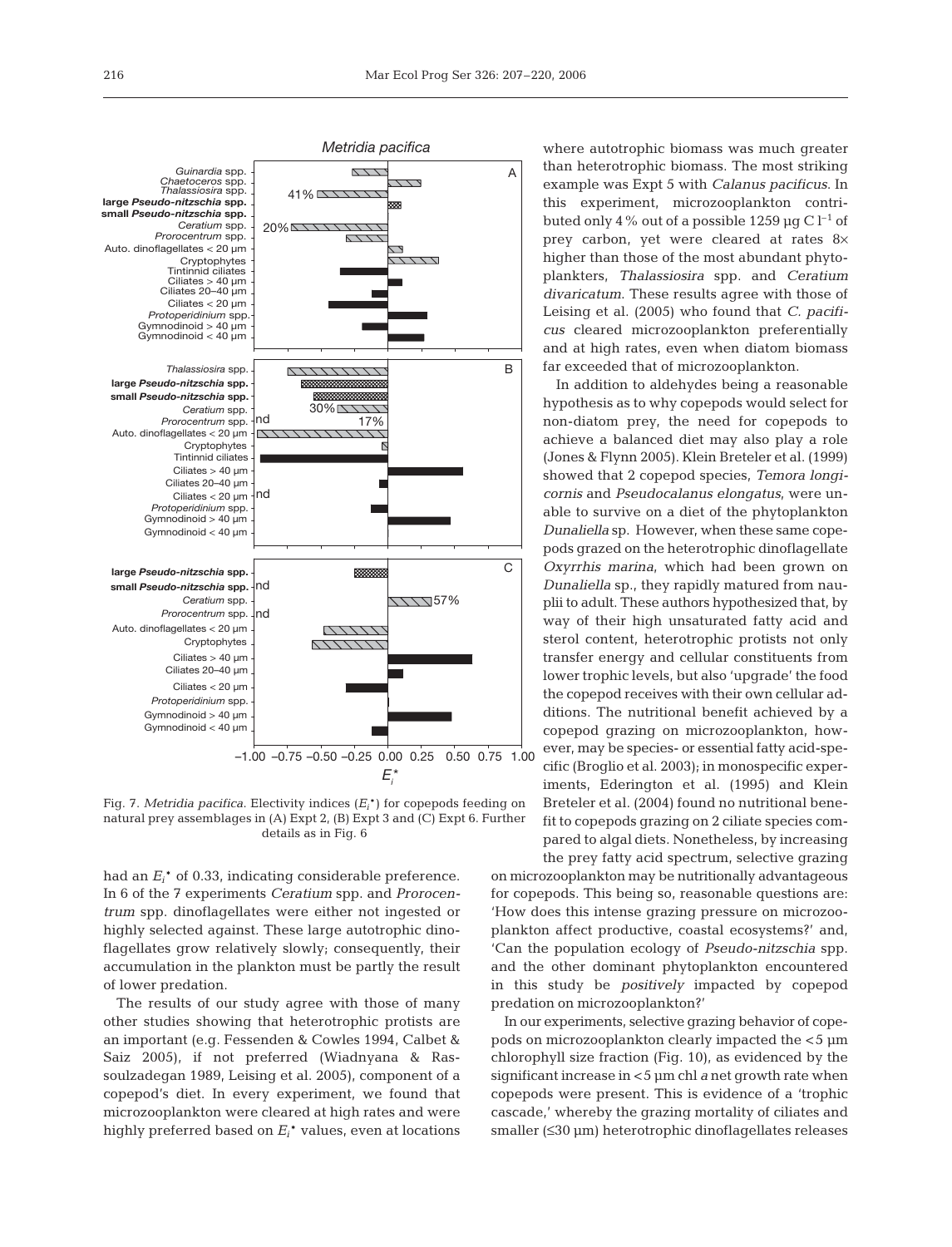Fig. 7. *Metridia pacifica*. Electivity indices ($E_i^*$) for copepods feeding on natural prey assemblages in (A) Expt 2, (B) Expt 3 and (C) Expt 6. Further details as in Fig. 6

had an $E_i^*$ of 0.33, indicating considerable preference. In 6 of the 7 experiments *Ceratium* spp. and *Prorocentrum* spp. dinoflagellates were either not ingested or highly selected against. These large autotrophic dinoflagellates grow relatively slowly; consequently, their accumulation in the plankton must be partly the result of lower predation.

The results of our study agree with those of many other studies showing that heterotrophic protists are an important (e.g. Fessenden & Cowles 1994, Calbet & Saiz 2005), if not preferred (Wiadnyana & Rassoulzadegan 1989, Leising et al. 2005), component of a copepod's diet. In every experiment, we found that microzooplankton were cleared at high rates and were highly preferred based on $E_i^*$ values, even at locations where autotrophic biomass was much greater than heterotrophic biomass. The most striking example was Expt 5 with *Calanus pacificus*. In this experiment, microzooplankton contributed only 4% out of a possible 1259 µg C $l^{-1}$ of prey carbon, yet were cleared at rates 8× higher than those of the most abundant phytoplankters, *Thalassiosira* spp. and *Ceratium divaricatum*. These results agree with those of Leising et al. (2005) who found that *C. pacificus* cleared microzooplankton preferentially and at high rates, even when diatom biomass far exceeded that of microzooplankton.

In addition to aldehydes being a reasonable hypothesis as to why copepods would select for non-diatom prey, the need for copepods to achieve a balanced diet may also play a role (Jones & Flynn 2005). Klein Breteler et al. (1999) showed that 2 copepod species, *Temora longicornis* and *Pseudocalanus elongatus*, were unable to survive on a diet of the phytoplankton *Dunaliella* sp. However, when these same copepods grazed on the heterotrophic dinoflagellate *Oxyrrhis marina*, which had been grown on *Dunaliella* sp., they rapidly matured from nauplii to adult. These authors hypothesized that, by way of their high unsaturated fatty acid and sterol content, heterotrophic protists not only transfer energy and cellular constituents from lower trophic levels, but also 'upgrade' the food the copepod receives with their own cellular additions. The nutritional benefit achieved by a copepod grazing on microzooplankton, however, may be species- or essential fatty acid-specific (Broglio et al. 2003); in monospecific experiments, Ederington et al. (1995) and Klein Breteler et al. (2004) found no nutritional benefit to copepods grazing on 2 ciliate species compared to algal diets. Nonetheless, by increasing the prey fatty acid spectrum, selective grazing on microzooplankton may be nutritionally advantageous for copepods. This being so, reasonable questions are: 'How does this intense grazing pressure on microzooplankton affect productive, coastal ecosystems?' and, 'Can the population ecology of *Pseudo-nitzschia* spp. and the other dominant phytoplankton encountered in this study be *positively* impacted by copepod predation on microzooplankton?'

In our experiments, selective grazing behavior of copepods on microzooplankton clearly impacted the <5 µm chlorophyll size fraction (Fig. 10), as evidenced by the significant increase in <5 µm chl *a* net growth rate when copepods were present. This is evidence of a 'trophic cascade,' whereby the grazing mortality of ciliates and smaller (≤30 µm) heterotrophic dinoflagellates releases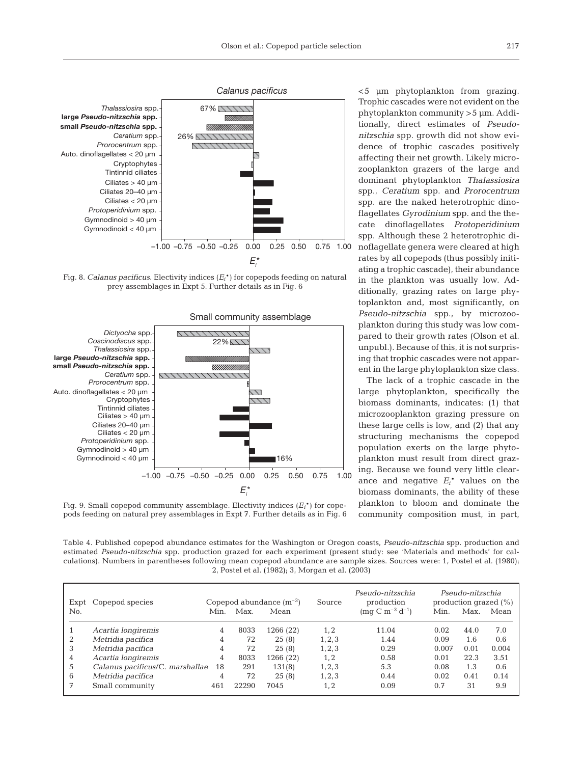Fig. 8. *Calanus pacificus*. Electivity indices ($E_i^*$) for copepods feeding on natural prey assemblages in Expt 5. Further details as in Fig. 6

Fig. 9. Small copepod community assemblage. Electivity indices ($E_i^*$) for copepods feeding on natural prey assemblages in Expt 7. Further details as in Fig. 6

<5 µm phytoplankton from grazing. Trophic cascades were not evident on the phytoplankton community >5 µm. Additionally, direct estimates of *Pseudo-nitzschia* spp. growth did not show evidence of trophic cascades positively affecting their net growth. Likely microzooplankton grazers of the large and dominant phytoplankton *Thalassiosira* spp., *Ceratium* spp. and *Prorocentrum* spp. are the naked heterotrophic dinoflagellates *Gyrodinium* spp. and the thecate dinoflagellates *Protoperidinium* spp. Although these 2 heterotrophic dinoflagellate genera were cleared at high rates by all copepods (thus possibly initiating a trophic cascade), their abundance in the plankton was usually low. Additionally, grazing rates on large phytoplankton and, most significantly, on *Pseudo-nitzschia* spp., by microzooplankton during this study was low compared to their growth rates (Olson et al. unpubl.). Because of this, it is not surprising that trophic cascades were not apparent in the large phytoplankton size class.

The lack of a trophic cascade in the large phytoplankton, specifically the biomass dominants, indicates: (1) that microzooplankton grazing pressure on these large cells is low, and (2) that any structuring mechanisms the copepod population exerts on the large phytoplankton must result from direct grazing. Because we found very little clearance and negative $E_i^*$ values on the biomass dominants, the ability of these plankton to bloom and dominate the community composition must, in part,

Table 4. Published copepod abundance estimates for the Washington or Oregon coasts, *Pseudo-nitzschia* spp. production and estimated *Pseudo-nitzschia* spp. production grazed for each experiment (present study: see 'Materials and methods' for calculations). Numbers in parentheses following mean copepod abundance are sample sizes. Sources were: 1, Postel et al. (1980); 2, Postel et al. (1982); 3, Morgan et al. (2003)

| Expt No. | Copepod species | Copepod abundance ($m^{-3}$) | | | Source | *Pseudo-nitzschia* production (mg C $m^{-3}$ $d^{-1}$) | *Pseudo-nitzschia* production grazed (%) | | |
|---|---|---|---|---|---|---|---|---|---|
| | | Min. | Max. | Mean | | | Min. | Max. | Mean |
| 1 | *Acartia longiremis* | 4 | 8033 | 1266 (22) | 1, 2 | 11.04 | 0.02 | 44.0 | 7.0 |
| 2 | *Metridia pacifica* | 4 | 72 | 25 (8) | 1, 2, 3 | 1.44 | 0.09 | 1.6 | 0.6 |
| 3 | *Metridia pacifica* | 4 | 72 | 25 (8) | 1, 2, 3 | 0.29 | 0.007 | 0.01 | 0.004 |
| 4 | *Acartia longiremis* | 4 | 8033 | 1266 (22) | 1, 2 | 0.58 | 0.01 | 22.3 | 3.51 |
| 5 | *Calanus pacificus*/*C. marshallae* | 18 | 291 | 131(8) | 1, 2, 3 | 5.3 | 0.08 | 1.3 | 0.6 |
| 6 | *Metridia pacifica* | 4 | 72 | 25 (8) | 1, 2, 3 | 0.44 | 0.02 | 0.41 | 0.14 |
| 7 | Small community | 461 | 22290 | 7045 | 1, 2 | 0.09 | 0.7 | 31 | 9.9 |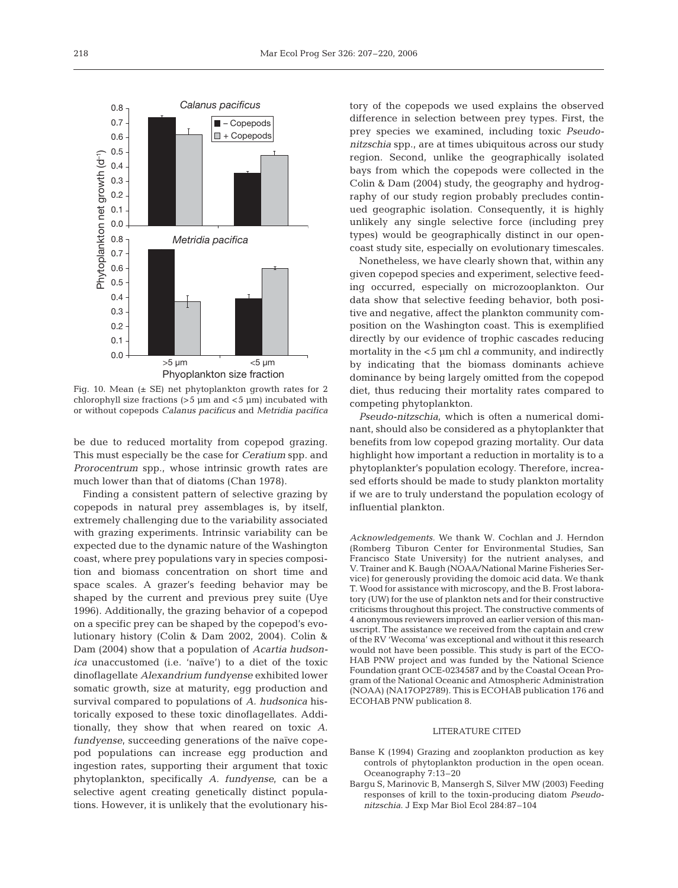Fig. 10. Mean (± SE) net phytoplankton growth rates for 2 chlorophyll size fractions (>5 µm and <5 µm) incubated with or without copepods *Calanus pacificus* and *Metridia pacifica*

be due to reduced mortality from copepod grazing. This must especially be the case for *Ceratium* spp. and *Prorocentrum* spp., whose intrinsic growth rates are much lower than that of diatoms (Chan 1978).

Finding a consistent pattern of selective grazing by copepods in natural prey assemblages is, by itself, extremely challenging due to the variability associated with grazing experiments. Intrinsic variability can be expected due to the dynamic nature of the Washington coast, where prey populations vary in species composition and biomass concentration on short time and space scales. A grazer's feeding behavior may be shaped by the current and previous prey suite (Uye 1996). Additionally, the grazing behavior of a copepod on a specific prey can be shaped by the copepod's evolutionary history (Colin & Dam 2002, 2004). Colin & Dam (2004) show that a population of *Acartia hudsonica* unaccustomed (i.e. 'naïve') to a diet of the toxic dinoflagellate *Alexandrium fundyense* exhibited lower somatic growth, size at maturity, egg production and survival compared to populations of *A. hudsonica* historically exposed to these toxic dinoflagellates. Additionally, they show that when reared on toxic *A. fundyense*, succeeding generations of the naïve copepod populations can increase egg production and ingestion rates, supporting their argument that toxic phytoplankton, specifically *A. fundyense*, can be a selective agent creating genetically distinct populations. However, it is unlikely that the evolutionary history of the copepods we used explains the observed difference in selection between prey types. First, the prey species we examined, including toxic *Pseudo-nitzschia* spp., are at times ubiquitous across our study region. Second, unlike the geographically isolated bays from which the copepods were collected in the Colin & Dam (2004) study, the geography and hydrography of our study region probably precludes continued geographic isolation. Consequently, it is highly unlikely any single selective force (including prey types) would be geographically distinct in our open-coast study site, especially on evolutionary timescales.

Nonetheless, we have clearly shown that, within any given copepod species and experiment, selective feeding occurred, especially on microzooplankton. Our data show that selective feeding behavior, both positive and negative, affect the plankton community composition on the Washington coast. This is exemplified directly by our evidence of trophic cascades reducing mortality in the <5 µm chl *a* community, and indirectly by indicating that the biomass dominants achieve dominance by being largely omitted from the copepod diet, thus reducing their mortality rates compared to competing phytoplankton.

*Pseudo-nitzschia*, which is often a numerical dominant, should also be considered as a phytoplankter that benefits from low copepod grazing mortality. Our data highlight how important a reduction in mortality is to a phytoplankter's population ecology. Therefore, increased efforts should be made to study plankton mortality if we are to truly understand the population ecology of influential plankton.

*Acknowledgements.* We thank W. Cochlan and J. Herndon (Romberg Tiburon Center for Environmental Studies, San Francisco State University) for the nutrient analyses, and V. Trainer and K. Baugh (NOAA/National Marine Fisheries Service) for generously providing the domoic acid data. We thank T. Wood for assistance with microscopy, and the B. Frost laboratory (UW) for the use of plankton nets and for their constructive criticisms throughout this project. The constructive comments of 4 anonymous reviewers improved an earlier version of this manuscript. The assistance we received from the captain and crew of the RV 'Wecoma' was exceptional and without it this research would not have been possible. This study is part of the ECOHAB PNW project and was funded by the National Science Foundation grant OCE-0234587 and by the Coastal Ocean Program of the National Oceanic and Atmospheric Administration (NOAA) (NA17OP2789). This is ECOHAB publication 176 and ECOHAB PNW publication 8.

## LITERATURE CITED

- Banse K (1994) Grazing and zooplankton production as key controls of phytoplankton production in the open ocean. Oceanography 7:13–20
- Bargu S, Marinovic B, Mansergh S, Silver MW (2003) Feeding responses of krill to the toxin-producing diatom *Pseudo-nitzschia*. J Exp Mar Biol Ecol 284:87–104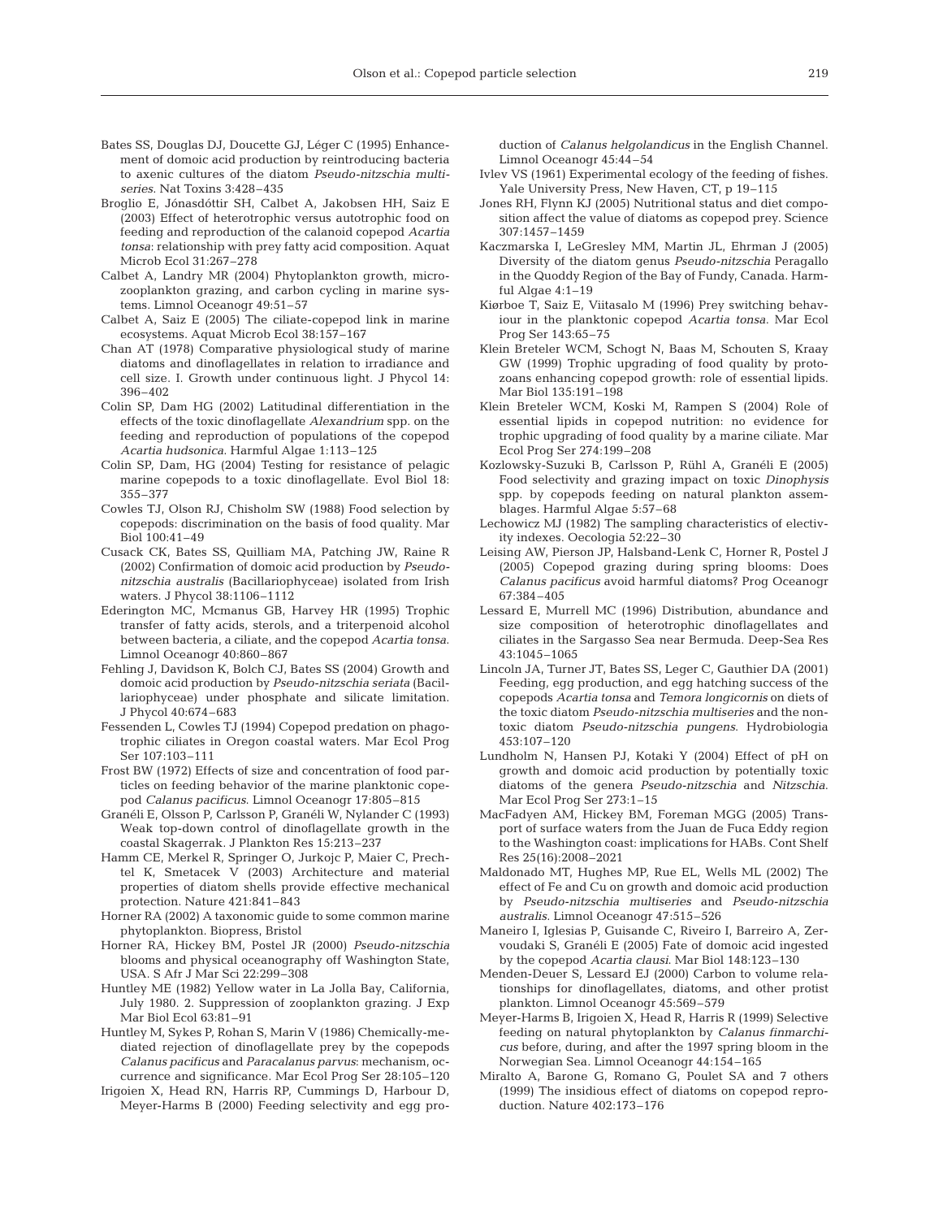Bates SS, Douglas DJ, Doucette GJ, Léger C (1995) Enhancement of domoic acid production by reintroducing bacteria to axenic cultures of the diatom *Pseudo-nitzschia multiseries*. Nat Toxins 3:428–435

Broglio E, Jónasdóttir SH, Calbet A, Jakobsen HH, Saiz E (2003) Effect of heterotrophic versus autotrophic food on feeding and reproduction of the calanoid copepod *Acartia tonsa*: relationship with prey fatty acid composition. Aquat Microb Ecol 31:267–278

Calbet A, Landry MR (2004) Phytoplankton growth, microzooplankton grazing, and carbon cycling in marine systems. Limnol Oceanogr 49:51–57

Calbet A, Saiz E (2005) The ciliate-copepod link in marine ecosystems. Aquat Microb Ecol 38:157–167

Chan AT (1978) Comparative physiological study of marine diatoms and dinoflagellates in relation to irradiance and cell size. I. Growth under continuous light. J Phycol 14: 396–402

Colin SP, Dam HG (2002) Latitudinal differentiation in the effects of the toxic dinoflagellate *Alexandrium* spp. on the feeding and reproduction of populations of the copepod *Acartia hudsonica*. Harmful Algae 1:113–125

Colin SP, Dam, HG (2004) Testing for resistance of pelagic marine copepods to a toxic dinoflagellate. Evol Biol 18: 355–377

Cowles TJ, Olson RJ, Chisholm SW (1988) Food selection by copepods: discrimination on the basis of food quality. Mar Biol 100:41–49

Cusack CK, Bates SS, Quilliam MA, Patching JW, Raine R (2002) Confirmation of domoic acid production by *Pseudo-nitzschia australis* (Bacillariophyceae) isolated from Irish waters. J Phycol 38:1106–1112

Ederington MC, Mcmanus GB, Harvey HR (1995) Trophic transfer of fatty acids, sterols, and a triterpenoid alcohol between bacteria, a ciliate, and the copepod *Acartia tonsa*. Limnol Oceanogr 40:860–867

Fehling J, Davidson K, Bolch CJ, Bates SS (2004) Growth and domoic acid production by *Pseudo-nitzschia seriata* (Bacillariophyceae) under phosphate and silicate limitation. J Phycol 40:674–683

Fessenden L, Cowles TJ (1994) Copepod predation on phagotrophic ciliates in Oregon coastal waters. Mar Ecol Prog Ser 107:103–111

Frost BW (1972) Effects of size and concentration of food particles on feeding behavior of the marine planktonic copepod *Calanus pacificus*. Limnol Oceanogr 17:805–815

Granéli E, Olsson P, Carlsson P, Granéli W, Nylander C (1993) Weak top-down control of dinoflagellate growth in the coastal Skagerrak. J Plankton Res 15:213–237

Hamm CE, Merkel R, Springer O, Jurkojc P, Maier C, Prechtel K, Smetacek V (2003) Architecture and material properties of diatom shells provide effective mechanical protection. Nature 421:841–843

Horner RA (2002) A taxonomic guide to some common marine phytoplankton. Biopress, Bristol

Horner RA, Hickey BM, Postel JR (2000) *Pseudo-nitzschia* blooms and physical oceanography off Washington State, USA. S Afr J Mar Sci 22:299–308

Huntley ME (1982) Yellow water in La Jolla Bay, California, July 1980. 2. Suppression of zooplankton grazing. J Exp Mar Biol Ecol 63:81–91

Huntley M, Sykes P, Rohan S, Marin V (1986) Chemically-mediated rejection of dinoflagellate prey by the copepods *Calanus pacificus* and *Paracalanus parvus*: mechanism, occurrence and significance. Mar Ecol Prog Ser 28:105–120

Irigoien X, Head RN, Harris RP, Cummings D, Harbour D, Meyer-Harms B (2000) Feeding selectivity and egg production of *Calanus helgolandicus* in the English Channel. Limnol Oceanogr 45:44–54

Ivlev VS (1961) Experimental ecology of the feeding of fishes. Yale University Press, New Haven, CT, p 19–115

Jones RH, Flynn KJ (2005) Nutritional status and diet composition affect the value of diatoms as copepod prey. Science 307:1457–1459

Kaczmarska I, LeGresley MM, Martin JL, Ehrman J (2005) Diversity of the diatom genus *Pseudo-nitzschia* Peragallo in the Quoddy Region of the Bay of Fundy, Canada. Harmful Algae 4:1–19

Kiørboe T, Saiz E, Viitasalo M (1996) Prey switching behaviour in the planktonic copepod *Acartia tonsa*. Mar Ecol Prog Ser 143:65–75

Klein Breteler WCM, Schogt N, Baas M, Schouten S, Kraay GW (1999) Trophic upgrading of food quality by protozoans enhancing copepod growth: role of essential lipids. Mar Biol 135:191–198

Klein Breteler WCM, Koski M, Rampen S (2004) Role of essential lipids in copepod nutrition: no evidence for trophic upgrading of food quality by a marine ciliate. Mar Ecol Prog Ser 274:199–208

Kozlowsky-Suzuki B, Carlsson P, Rühl A, Granéli E (2005) Food selectivity and grazing impact on toxic *Dinophysis* spp. by copepods feeding on natural plankton assemblages. Harmful Algae 5:57–68

Lechowicz MJ (1982) The sampling characteristics of electivity indexes. Oecologia 52:22–30

Leising AW, Pierson JP, Halsband-Lenk C, Horner R, Postel J (2005) Copepod grazing during spring blooms: Does *Calanus pacificus* avoid harmful diatoms? Prog Oceanogr 67:384–405

Lessard E, Murrell MC (1996) Distribution, abundance and size composition of heterotrophic dinoflagellates and ciliates in the Sargasso Sea near Bermuda. Deep-Sea Res 43:1045–1065

Lincoln JA, Turner JT, Bates SS, Leger C, Gauthier DA (2001) Feeding, egg production, and egg hatching success of the copepods *Acartia tonsa* and *Temora longicornis* on diets of the toxic diatom *Pseudo-nitzschia multiseries* and the non-toxic diatom *Pseudo-nitzschia pungens*. Hydrobiologia 453:107–120

Lundholm N, Hansen PJ, Kotaki Y (2004) Effect of pH on growth and domoic acid production by potentially toxic diatoms of the genera *Pseudo-nitzschia* and *Nitzschia*. Mar Ecol Prog Ser 273:1–15

MacFadyen AM, Hickey BM, Foreman MGG (2005) Transport of surface waters from the Juan de Fuca Eddy region to the Washington coast: implications for HABs. Cont Shelf Res 25(16):2008–2021

Maldonado MT, Hughes MP, Rue EL, Wells ML (2002) The effect of Fe and Cu on growth and domoic acid production by *Pseudo-nitzschia multiseries* and *Pseudo-nitzschia australis*. Limnol Oceanogr 47:515–526

Maneiro I, Iglesias P, Guisande C, Riveiro I, Barreiro A, Zervoudaki S, Granéli E (2005) Fate of domoic acid ingested by the copepod *Acartia clausi*. Mar Biol 148:123–130

Menden-Deuer S, Lessard EJ (2000) Carbon to volume relationships for dinoflagellates, diatoms, and other protist plankton. Limnol Oceanogr 45:569–579

Meyer-Harms B, Irigoien X, Head R, Harris R (1999) Selective feeding on natural phytoplankton by *Calanus finmarchicus* before, during, and after the 1997 spring bloom in the Norwegian Sea. Limnol Oceanogr 44:154–165

Miralto A, Barone G, Romano G, Poulet SA and 7 others (1999) The insidious effect of diatoms on copepod reproduction. Nature 402:173–176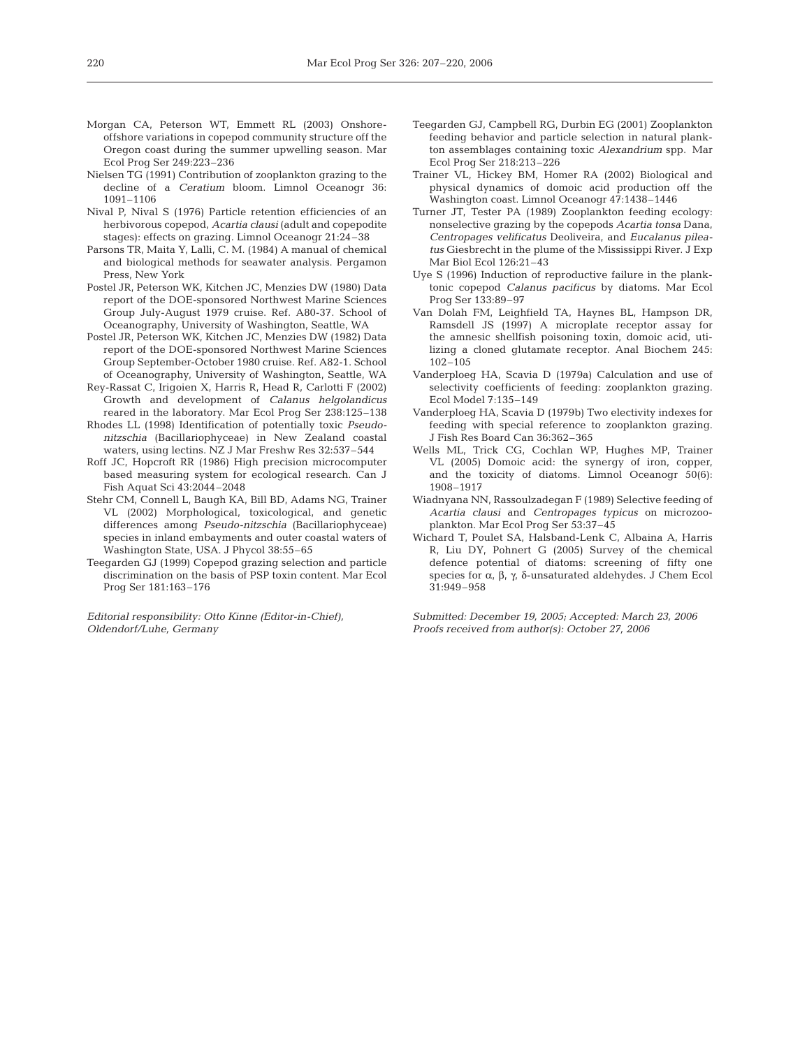Morgan CA, Peterson WT, Emmett RL (2003) Onshore-offshore variations in copepod community structure off the Oregon coast during the summer upwelling season. Mar Ecol Prog Ser 249:223–236

Nielsen TG (1991) Contribution of zooplankton grazing to the decline of a *Ceratium* bloom. Limnol Oceanogr 36: 1091–1106

Nival P, Nival S (1976) Particle retention efficiencies of an herbivorous copepod, *Acartia clausi* (adult and copepodite stages): effects on grazing. Limnol Oceanogr 21:24–38

Parsons TR, Maita Y, Lalli, C. M. (1984) A manual of chemical and biological methods for seawater analysis. Pergamon Press, New York

Postel JR, Peterson WK, Kitchen JC, Menzies DW (1980) Data report of the DOE-sponsored Northwest Marine Sciences Group July-August 1979 cruise. Ref. A80-37. School of Oceanography, University of Washington, Seattle, WA

Postel JR, Peterson WK, Kitchen JC, Menzies DW (1982) Data report of the DOE-sponsored Northwest Marine Sciences Group September-October 1980 cruise. Ref. A82-1. School of Oceanography, University of Washington, Seattle, WA

Rey-Rassat C, Irigoien X, Harris R, Head R, Carlotti F (2002) Growth and development of *Calanus helgolandicus* reared in the laboratory. Mar Ecol Prog Ser 238:125–138

Rhodes LL (1998) Identification of potentially toxic *Pseudo-nitzschia* (Bacillariophyceae) in New Zealand coastal waters, using lectins. NZ J Mar Freshw Res 32:537–544

Roff JC, Hopcroft RR (1986) High precision microcomputer based measuring system for ecological research. Can J Fish Aquat Sci 43:2044–2048

Stehr CM, Connell L, Baugh KA, Bill BD, Adams NG, Trainer VL (2002) Morphological, toxicological, and genetic differences among *Pseudo-nitzschia* (Bacillariophyceae) species in inland embayments and outer coastal waters of Washington State, USA. J Phycol 38:55–65

Teegarden GJ (1999) Copepod grazing selection and particle discrimination on the basis of PSP toxin content. Mar Ecol Prog Ser 181:163–176

Teegarden GJ, Campbell RG, Durbin EG (2001) Zooplankton feeding behavior and particle selection in natural plankton assemblages containing toxic *Alexandrium* spp. Mar Ecol Prog Ser 218:213–226

Trainer VL, Hickey BM, Homer RA (2002) Biological and physical dynamics of domoic acid production off the Washington coast. Limnol Oceanogr 47:1438–1446

Turner JT, Tester PA (1989) Zooplankton feeding ecology: nonselective grazing by the copepods *Acartia tonsa* Dana, *Centropages velificatus* Deoliveira, and *Eucalanus pileatus* Giesbrecht in the plume of the Mississippi River. J Exp Mar Biol Ecol 126:21–43

Uye S (1996) Induction of reproductive failure in the planktonic copepod *Calanus pacificus* by diatoms. Mar Ecol Prog Ser 133:89–97

Van Dolah FM, Leighfield TA, Haynes BL, Hampson DR, Ramsdell JS (1997) A microplate receptor assay for the amnesic shellfish poisoning toxin, domoic acid, utilizing a cloned glutamate receptor. Anal Biochem 245: 102–105

Vanderploeg HA, Scavia D (1979a) Calculation and use of selectivity coefficients of feeding: zooplankton grazing. Ecol Model 7:135–149

Vanderploeg HA, Scavia D (1979b) Two electivity indexes for feeding with special reference to zooplankton grazing. J Fish Res Board Can 36:362–365

Wells ML, Trick CG, Cochlan WP, Hughes MP, Trainer VL (2005) Domoic acid: the synergy of iron, copper, and the toxicity of diatoms. Limnol Oceanogr 50(6): 1908–1917

Wiadnyana NN, Rassoulzadegan F (1989) Selective feeding of *Acartia clausi* and *Centropages typicus* on microzooplankton. Mar Ecol Prog Ser 53:37–45

Wichard T, Poulet SA, Halsband-Lenk C, Albaina A, Harris R, Liu DY, Pohnert G (2005) Survey of the chemical defence potential of diatoms: screening of fifty one species for α, β, γ, δ-unsaturated aldehydes. J Chem Ecol 31:949–958

*Editorial responsibility: Otto Kinne (Editor-in-Chief), Oldendorf/Luhe, Germany*

*Submitted: December 19, 2005; Accepted: March 23, 2006*
*Proofs received from author(s): October 27, 2006*